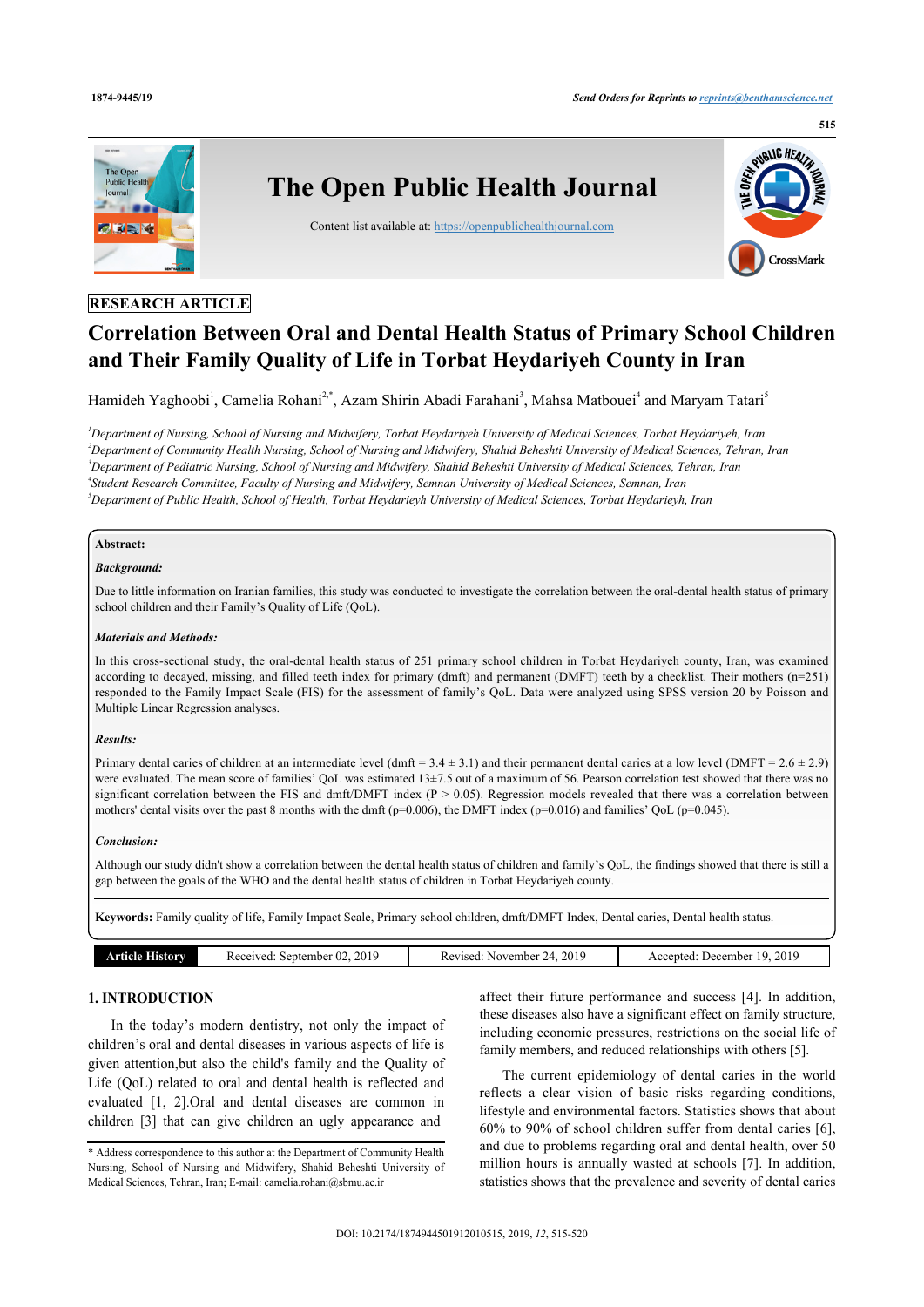RESEARCH ARTICLE

# Correlation Between Oral and Dental Health Status of Primary School Children and Their Family Quality of Life in Torbat Heydariyeh County in Iran

Hamideh Yaghoobi[1], Camelia Rohani[2,*], Azam Shirin Abadi Farahani[3], Mahsa Matbouei[4] and Maryam Tatari[5]

[1]Department of Nursing, School of Nursing and Midwifery, Torbat Heydariyeh University of Medical Sciences, Torbat Heydariyeh, Iran
[2]Department of Community Health Nursing, School of Nursing and Midwifery, Shahid Beheshti University of Medical Sciences, Tehran, Iran
[3]Department of Pediatric Nursing, School of Nursing and Midwifery, Shahid Beheshti University of Medical Sciences, Tehran, Iran
[4]Student Research Committee, Faculty of Nursing and Midwifery, Semnan University of Medical Sciences, Semnan, Iran
[5]Department of Public Health, School of Health, Torbat Heydarieyh University of Medical Sciences, Torbat Heydarieyh, Iran

**Abstract:**

***Background:***

Due to little information on Iranian families, this study was conducted to investigate the correlation between the oral-dental health status of primary school children and their Family's Quality of Life (QoL).

***Materials and Methods:***

In this cross-sectional study, the oral-dental health status of 251 primary school children in Torbat Heydariyeh county, Iran, was examined according to decayed, missing, and filled teeth index for primary (dmft) and permanent (DMFT) teeth by a checklist. Their mothers (n=251) responded to the Family Impact Scale (FIS) for the assessment of family's QoL. Data were analyzed using SPSS version 20 by Poisson and Multiple Linear Regression analyses.

***Results:***

Primary dental caries of children at an intermediate level (dmft = 3.4 ± 3.1) and their permanent dental caries at a low level (DMFT = 2.6 ± 2.9) were evaluated. The mean score of families' QoL was estimated 13±7.5 out of a maximum of 56. Pearson correlation test showed that there was no significant correlation between the FIS and dmft/DMFT index ($P > 0.05$). Regression models revealed that there was a correlation between mothers' dental visits over the past 8 months with the dmft ($p=0.006$), the DMFT index ($p=0.016$) and families' QoL ($p=0.045$).

***Conclusion:***

Although our study didn't show a correlation between the dental health status of children and family's QoL, the findings showed that there is still a gap between the goals of the WHO and the dental health status of children in Torbat Heydariyeh county.

**Keywords:** Family quality of life, Family Impact Scale, Primary school children, dmft/DMFT Index, Dental caries, Dental health status.

| Article History | Received: September 02, 2019 | Revised: November 24, 2019 | Accepted: December 19, 2019 |
|---|---|---|---|

## 1. INTRODUCTION

In the today's modern dentistry, not only the impact of children's oral and dental diseases in various aspects of life is given attention,but also the child's family and the Quality of Life (QoL) related to oral and dental health is reflected and evaluated [1, 2].Oral and dental diseases are common in children [3] that can give children an ugly appearance and affect their future performance and success [4]. In addition, these diseases also have a significant effect on family structure, including economic pressures, restrictions on the social life of family members, and reduced relationships with others [5].

The current epidemiology of dental caries in the world reflects a clear vision of basic risks regarding conditions, lifestyle and environmental factors. Statistics shows that about 60% to 90% of school children suffer from dental caries [6], and due to problems regarding oral and dental health, over 50 million hours is annually wasted at schools [7]. In addition, statistics shows that the prevalence and severity of dental caries

* Address correspondence to this author at the Department of Community Health Nursing, School of Nursing and Midwifery, Shahid Beheshti University of Medical Sciences, Tehran, Iran; E-mail: camelia.rohani@sbmu.ac.ir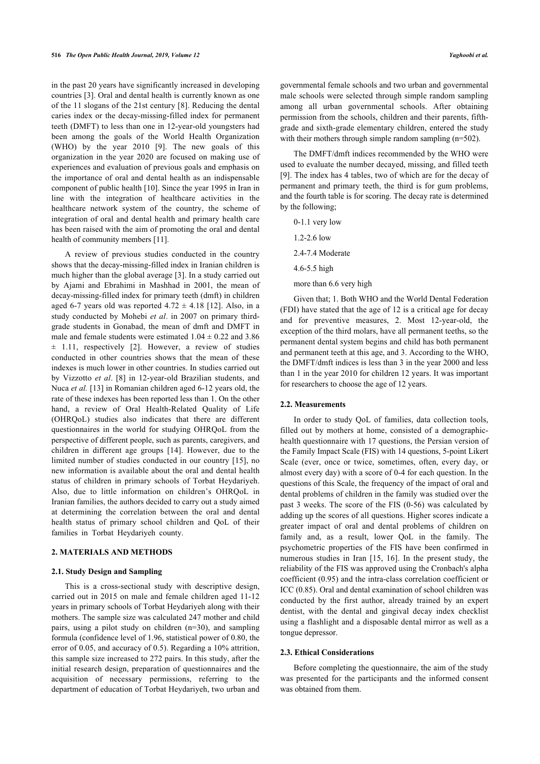in the past 20 years have significantly increased in developing countries [3]. Oral and dental health is currently known as one of the 11 slogans of the 21st century [8]. Reducing the dental caries index or the decay-missing-filled index for permanent teeth (DMFT) to less than one in 12-year-old youngsters had been among the goals of the World Health Organization (WHO) by the year 2010 [9]. The new goals of this organization in the year 2020 are focused on making use of experiences and evaluation of previous goals and emphasis on the importance of oral and dental health as an indispensable component of public health [10]. Since the year 1995 in Iran in line with the integration of healthcare activities in the healthcare network system of the country, the scheme of integration of oral and dental health and primary health care has been raised with the aim of promoting the oral and dental health of community members [11].

A review of previous studies conducted in the country shows that the decay-missing-filled index in Iranian children is much higher than the global average [3]. In a study carried out by Ajami and Ebrahimi in Mashhad in 2001, the mean of decay-missing-filled index for primary teeth (dmft) in children aged 6-7 years old was reported 4.72 ± 4.18 [12]. Also, in a study conducted by Mohebi *et al*. in 2007 on primary third-grade students in Gonabad, the mean of dmft and DMFT in male and female students were estimated 1.04 ± 0.22 and 3.86 ± 1.11, respectively [2]. However, a review of studies conducted in other countries shows that the mean of these indexes is much lower in other countries. In studies carried out by Vizzotto *et al*. [8] in 12-year-old Brazilian students, and Nuca *et al.* [13] in Romanian children aged 6-12 years old, the rate of these indexes has been reported less than 1. On the other hand, a review of Oral Health-Related Quality of Life (OHRQoL) studies also indicates that there are different questionnaires in the world for studying OHRQoL from the perspective of different people, such as parents, caregivers, and children in different age groups [14]. However, due to the limited number of studies conducted in our country [15], no new information is available about the oral and dental health status of children in primary schools of Torbat Heydariyeh. Also, due to little information on children's OHRQoL in Iranian families, the authors decided to carry out a study aimed at determining the correlation between the oral and dental health status of primary school children and QoL of their families in Torbat Heydariyeh county.

## 2. MATERIALS AND METHODS

### 2.1. Study Design and Sampling

This is a cross-sectional study with descriptive design, carried out in 2015 on male and female children aged 11-12 years in primary schools of Torbat Heydariyeh along with their mothers. The sample size was calculated 247 mother and child pairs, using a pilot study on children (n=30), and sampling formula (confidence level of 1.96, statistical power of 0.80, the error of 0.05, and accuracy of 0.5). Regarding a 10% attrition, this sample size increased to 272 pairs. In this study, after the initial research design, preparation of questionnaires and the acquisition of necessary permissions, referring to the department of education of Torbat Heydariyeh, two urban and governmental female schools and two urban and governmental male schools were selected through simple random sampling among all urban governmental schools. After obtaining permission from the schools, children and their parents, fifth-grade and sixth-grade elementary children, entered the study with their mothers through simple random sampling (n=502).

The DMFT/dmft indices recommended by the WHO were used to evaluate the number decayed, missing, and filled teeth [9]. The index has 4 tables, two of which are for the decay of permanent and primary teeth, the third is for gum problems, and the fourth table is for scoring. The decay rate is determined by the following;

0-1.1 very low

1.2-2.6 low

2.4-7.4 Moderate

4.6-5.5 high

more than 6.6 very high

Given that; 1. Both WHO and the World Dental Federation (FDI) have stated that the age of 12 is a critical age for decay and for preventive measures, 2. Most 12-year-old, the exception of the third molars, have all permanent teeths, so the permanent dental system begins and child has both permanent and permanent teeth at this age, and 3. According to the WHO, the DMFT/dmft indices is less than 3 in the year 2000 and less than 1 in the year 2010 for children 12 years. It was important for researchers to choose the age of 12 years.

### 2.2. Measurements

In order to study QoL of families, data collection tools, filled out by mothers at home, consisted of a demographic-health questionnaire with 17 questions, the Persian version of the Family Impact Scale (FIS) with 14 questions, 5-point Likert Scale (ever, once or twice, sometimes, often, every day, or almost every day) with a score of 0-4 for each question. In the questions of this Scale, the frequency of the impact of oral and dental problems of children in the family was studied over the past 3 weeks. The score of the FIS (0-56) was calculated by adding up the scores of all questions. Higher scores indicate a greater impact of oral and dental problems of children on family and, as a result, lower QoL in the family. The psychometric properties of the FIS have been confirmed in numerous studies in Iran [15, 16]. In the present study, the reliability of the FIS was approved using the Cronbach's alpha coefficient (0.95) and the intra-class correlation coefficient or ICC (0.85). Oral and dental examination of school children was conducted by the first author, already trained by an expert dentist, with the dental and gingival decay index checklist using a flashlight and a disposable dental mirror as well as a tongue depressor.

### 2.3. Ethical Considerations

Before completing the questionnaire, the aim of the study was presented for the participants and the informed consent was obtained from them.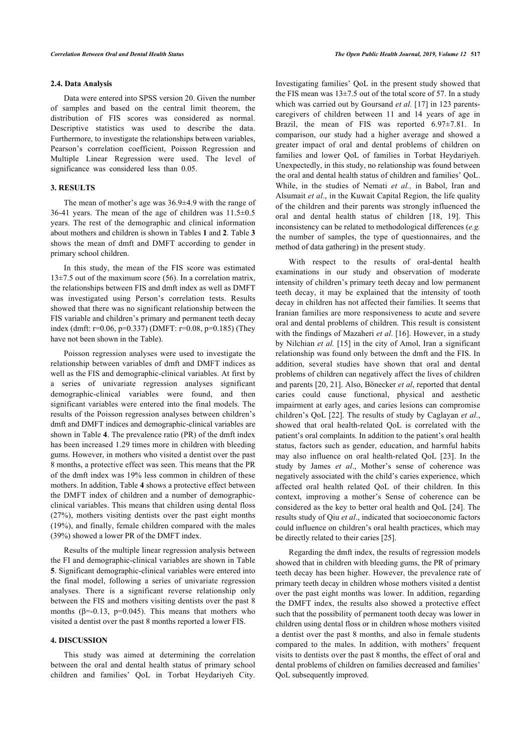### 2.4. Data Analysis

Data were entered into SPSS version 20. Given the number of samples and based on the central limit theorem, the distribution of FIS scores was considered as normal. Descriptive statistics was used to describe the data. Furthermore, to investigate the relationships between variables, Pearson's correlation coefficient, Poisson Regression and Multiple Linear Regression were used. The level of significance was considered less than 0.05.

## 3. RESULTS

The mean of mother's age was 36.9±4.9 with the range of 36-41 years. The mean of the age of children was 11.5±0.5 years. The rest of the demographic and clinical information about mothers and children is shown in Tables **1** and **2**. Table **3** shows the mean of dmft and DMFT according to gender in primary school children.

In this study, the mean of the FIS score was estimated 13±7.5 out of the maximum score (56). In a correlation matrix, the relationships between FIS and dmft index as well as DMFT was investigated using Person's correlation tests. Results showed that there was no significant relationship between the FIS variable and children's primary and permanent teeth decay index (dmft: r=0.06, p=0.337) (DMFT: r=0.08, p=0.185) (They have not been shown in the Table).

Poisson regression analyses were used to investigate the relationship between variables of dmft and DMFT indices as well as the FIS and demographic-clinical variables. At first by a series of univariate regression analyses significant demographic-clinical variables were found, and then significant variables were entered into the final models. The results of the Poisson regression analyses between children's dmft and DMFT indices and demographic-clinical variables are shown in Table **4**. The prevalence ratio (PR) of the dmft index has been increased 1.29 times more in children with bleeding gums. However, in mothers who visited a dentist over the past 8 months, a protective effect was seen. This means that the PR of the dmft index was 19% less common in children of these mothers. In addition, Table **4** shows a protective effect between the DMFT index of children and a number of demographic-clinical variables. This means that children using dental floss (27%), mothers visiting dentists over the past eight months (19%), and finally, female children compared with the males (39%) showed a lower PR of the DMFT index.

Results of the multiple linear regression analysis between the FI and demographic-clinical variables are shown in Table **5**. Significant demographic-clinical variables were entered into the final model, following a series of univariate regression analyses. There is a significant reverse relationship only between the FIS and mothers visiting dentists over the past 8 months (β=-0.13, p=0.045). This means that mothers who visited a dentist over the past 8 months reported a lower FIS.

## 4. DISCUSSION

This study was aimed at determining the correlation between the oral and dental health status of primary school children and families' QoL in Torbat Heydariyeh City. Investigating families' QoL in the present study showed that the FIS mean was 13±7.5 out of the total score of 57. In a study which was carried out by Goursand *et al.* [17] in 123 parents-caregivers of children between 11 and 14 years of age in Brazil, the mean of FIS was reported 6.97±7.81. In comparison, our study had a higher average and showed a greater impact of oral and dental problems of children on families and lower QoL of families in Torbat Heydariyeh. Unexpectedly, in this study, no relationship was found between the oral and dental health status of children and families' QoL. While, in the studies of Nemati *et al.,* in Babol, Iran and Alsumait *et al*., in the Kuwait Capital Region, the life quality of the children and their parents was strongly influenced the oral and dental health status of children [18, 19]. This inconsistency can be related to methodological differences (*e.g.* the number of samples, the type of questionnaires, and the method of data gathering) in the present study.

With respect to the results of oral-dental health examinations in our study and observation of moderate intensity of children's primary teeth decay and low permanent teeth decay, it may be explained that the intensity of tooth decay in children has not affected their families. It seems that Iranian families are more responsiveness to acute and severe oral and dental problems of children. This result is consistent with the findings of Mazaheri *et al*. [16]. However, in a study by Nilchian *et al.* [15] in the city of Amol, Iran a significant relationship was found only between the dmft and the FIS. In addition, several studies have shown that oral and dental problems of children can negatively affect the lives of children and parents [20, 21]. Also, Bönecker *et al*, reported that dental caries could cause functional, physical and aesthetic impairment at early ages, and caries lesions can compromise children's QoL [22]. The results of study by Caglayan *et al*., showed that oral health-related QoL is correlated with the patient's oral complaints. In addition to the patient's oral health status, factors such as gender, education, and harmful habits may also influence on oral health-related QoL [23]. In the study by James *et al*., Mother's sense of coherence was negatively associated with the child's caries experience, which affected oral health related QoL of their children. In this context, improving a mother's Sense of coherence can be considered as the key to better oral health and QoL [24]. The results study of Qiu *et al*., indicated that socioeconomic factors could influence on children's oral health practices, which may be directly related to their caries [25].

Regarding the dmft index, the results of regression models showed that in children with bleeding gums, the PR of primary teeth decay has been higher. However, the prevalence rate of primary teeth decay in children whose mothers visited a dentist over the past eight months was lower. In addition, regarding the DMFT index, the results also showed a protective effect such that the possibility of permanent tooth decay was lower in children using dental floss or in children whose mothers visited a dentist over the past 8 months, and also in female students compared to the males. In addition, with mothers' frequent visits to dentists over the past 8 months, the effect of oral and dental problems of children on families decreased and families' QoL subsequently improved.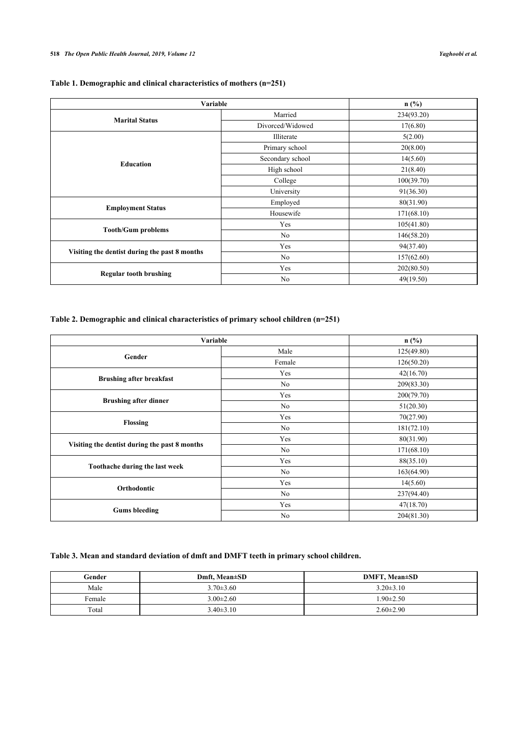**Table 1. Demographic and clinical characteristics of mothers (n=251)**

| Variable | | n (%) |
|---|---|---|
| **Marital Status** | Married | 234(93.20) |
| | Divorced/Widowed | 17(6.80) |
| **Education** | Illiterate | 5(2.00) |
| | Primary school | 20(8.00) |
| | Secondary school | 14(5.60) |
| | High school | 21(8.40) |
| | College | 100(39.70) |
| | University | 91(36.30) |
| **Employment Status** | Employed | 80(31.90) |
| | Housewife | 171(68.10) |
| **Tooth/Gum problems** | Yes | 105(41.80) |
| | No | 146(58.20) |
| **Visiting the dentist during the past 8 months** | Yes | 94(37.40) |
| | No | 157(62.60) |
| **Regular tooth brushing** | Yes | 202(80.50) |
| | No | 49(19.50) |

**Table 2. Demographic and clinical characteristics of primary school children (n=251)**

| Variable | | n (%) |
|---|---|---|
| **Gender** | Male | 125(49.80) |
| | Female | 126(50.20) |
| **Brushing after breakfast** | Yes | 42(16.70) |
| | No | 209(83.30) |
| **Brushing after dinner** | Yes | 200(79.70) |
| | No | 51(20.30) |
| **Flossing** | Yes | 70(27.90) |
| | No | 181(72.10) |
| **Visiting the dentist during the past 8 months** | Yes | 80(31.90) |
| | No | 171(68.10) |
| **Toothache during the last week** | Yes | 88(35.10) |
| | No | 163(64.90) |
| **Orthodontic** | Yes | 14(5.60) |
| | No | 237(94.40) |
| **Gums bleeding** | Yes | 47(18.70) |
| | No | 204(81.30) |

**Table 3. Mean and standard deviation of dmft and DMFT teeth in primary school children.**

| Gender | Dmft, Mean±SD | DMFT, Mean±SD |
|---|---|---|
| Male | 3.70±3.60 | 3.20±3.10 |
| Female | 3.00±2.60 | 1.90±2.50 |
| Total | 3.40±3.10 | 2.60±2.90 |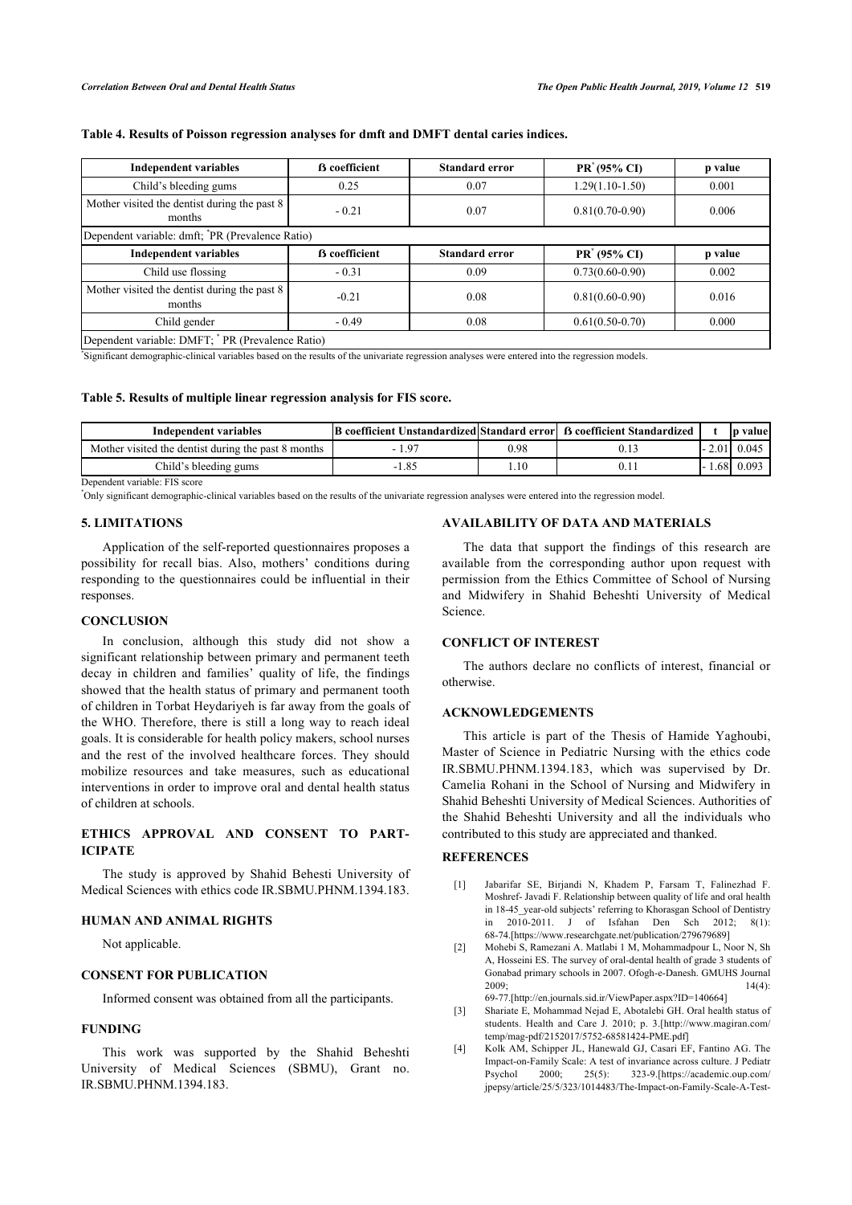**Table 4. Results of Poisson regression analyses for dmft and DMFT dental caries indices.**

| Independent variables | ß coefficient | Standard error | PR* (95% CI) | p value |
|---|---|---|---|---|
| Child's bleeding gums | 0.25 | 0.07 | 1.29(1.10-1.50) | 0.001 |
| Mother visited the dentist during the past 8 months | - 0.21 | 0.07 | 0.81(0.70-0.90) | 0.006 |
| Dependent variable: dmft; *PR (Prevalence Ratio) | | | | |
| **Independent variables** | **ß coefficient** | **Standard error** | **PR* (95% CI)** | **p value** |
| Child use flossing | - 0.31 | 0.09 | 0.73(0.60-0.90) | 0.002 |
| Mother visited the dentist during the past 8 months | -0.21 | 0.08 | 0.81(0.60-0.90) | 0.016 |
| Child gender | - 0.49 | 0.08 | 0.61(0.50-0.70) | 0.000 |
| Dependent variable: DMFT; * PR (Prevalence Ratio) | | | | |

*Significant demographic-clinical variables based on the results of the univariate regression analyses were entered into the regression models.

**Table 5. Results of multiple linear regression analysis for FIS score.**

| Independent variables | B coefficient Unstandardized | Standard error | ß coefficient Standardized | t | p value |
|---|---|---|---|---|---|
| Mother visited the dentist during the past 8 months | - 1.97 | 0.98 | 0.13 | - 2.01 | 0.045 |
| Child's bleeding gums | -1.85 | 1.10 | 0.11 | - 1.68 | 0.093 |

Dependent variable: FIS score

*Only significant demographic-clinical variables based on the results of the univariate regression analyses were entered into the regression model.

## 5. LIMITATIONS

Application of the self-reported questionnaires proposes a possibility for recall bias. Also, mothers' conditions during responding to the questionnaires could be influential in their responses.

## CONCLUSION

In conclusion, although this study did not show a significant relationship between primary and permanent teeth decay in children and families' quality of life, the findings showed that the health status of primary and permanent tooth of children in Torbat Heydariyeh is far away from the goals of the WHO. Therefore, there is still a long way to reach ideal goals. It is considerable for health policy makers, school nurses and the rest of the involved healthcare forces. They should mobilize resources and take measures, such as educational interventions in order to improve oral and dental health status of children at schools.

## ETHICS APPROVAL AND CONSENT TO PARTICIPATE

The study is approved by Shahid Behesti University of Medical Sciences with ethics code IR.SBMU.PHNM.1394.183.

## HUMAN AND ANIMAL RIGHTS

Not applicable.

## CONSENT FOR PUBLICATION

Informed consent was obtained from all the participants.

## FUNDING

This work was supported by the Shahid Beheshti University of Medical Sciences (SBMU), Grant no. IR.SBMU.PHNM.1394.183.

## AVAILABILITY OF DATA AND MATERIALS

The data that support the findings of this research are available from the corresponding author upon request with permission from the Ethics Committee of School of Nursing and Midwifery in Shahid Beheshti University of Medical Science.

## CONFLICT OF INTEREST

The authors declare no conflicts of interest, financial or otherwise.

## ACKNOWLEDGEMENTS

This article is part of the Thesis of Hamide Yaghoubi, Master of Science in Pediatric Nursing with the ethics code IR.SBMU.PHNM.1394.183, which was supervised by Dr. Camelia Rohani in the School of Nursing and Midwifery in Shahid Beheshti University of Medical Sciences. Authorities of the Shahid Beheshti University and all the individuals who contributed to this study are appreciated and thanked.

## REFERENCES

[1] Jabarifar SE, Birjandi N, Khadem P, Farsam T, Falinezhad F. Moshref- Javadi F. Relationship between quality of life and oral health in 18-45_year-old subjects' referring to Khorasgan School of Dentistry in 2010-2011. J of Isfahan Den Sch 2012; 8(1): 68-74.[https://www.researchgate.net/publication/279679689]

[2] Mohebi S, Ramezani A. Matlabi 1 M, Mohammadpour L, Noor N, Sh A, Hosseini ES. The survey of oral-dental health of grade 3 students of Gonabad primary schools in 2007. Ofogh-e-Danesh. GMUHS Journal 2009; 14(4): 69-77.[http://en.journals.sid.ir/ViewPaper.aspx?ID=140664]

[3] Shariate E, Mohammad Nejad E, Abotalebi GH. Oral health status of students. Health and Care J. 2010; p. 3.[http://www.magiran.com/temp/mag-pdf/2152017/5752-68581424-PME.pdf]

[4] Kolk AM, Schipper JL, Hanewald GJ, Casari EF, Fantino AG. The Impact-on-Family Scale: A test of invariance across culture. J Pediatr Psychol 2000; 25(5): 323-9.[https://academic.oup.com/jpepsy/article/25/5/323/1014483/The-Impact-on-Family-Scale-A-Test-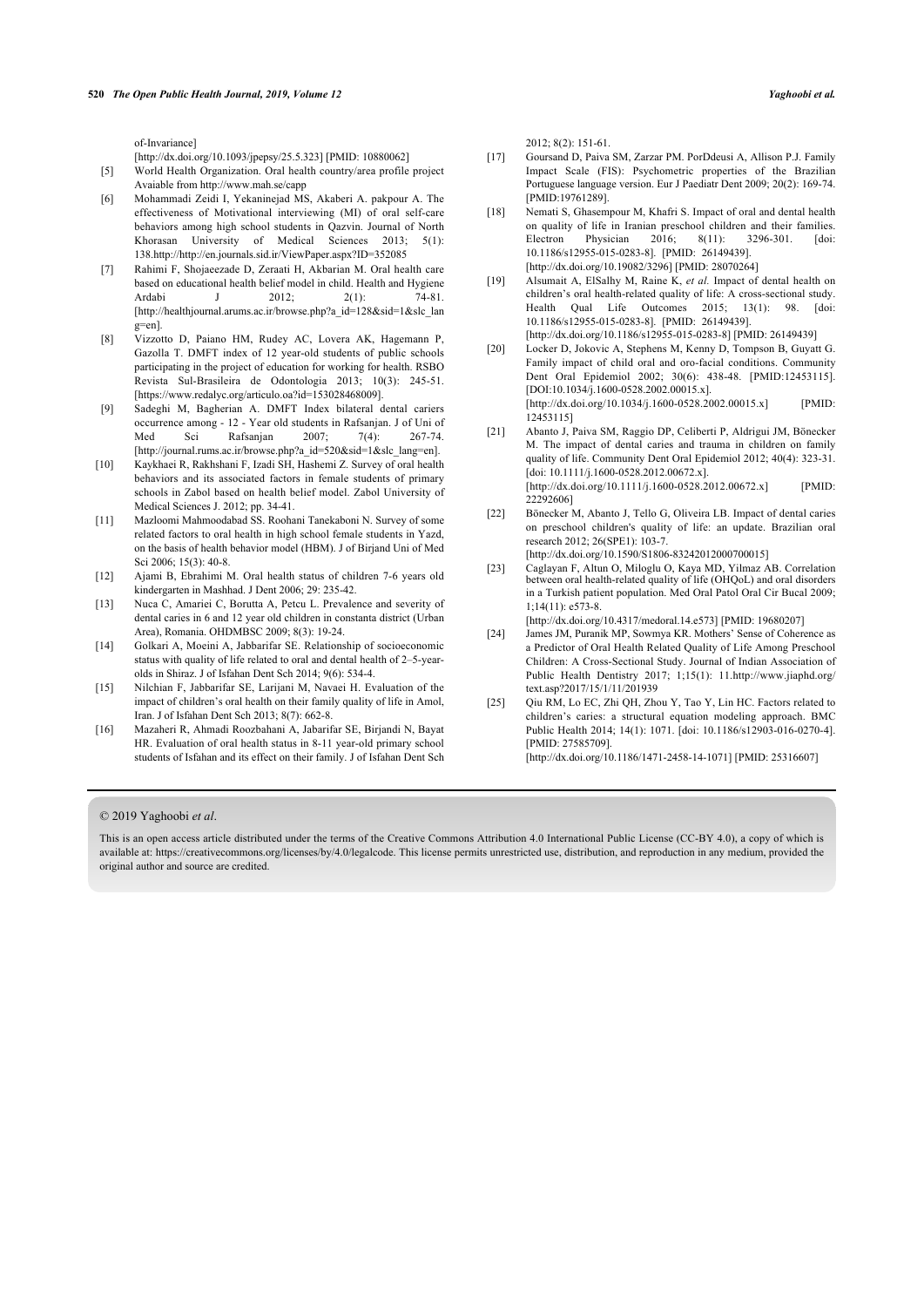of-Invariance]
[http://dx.doi.org/10.1093/jpepsy/25.5.323] [PMID: 10880062]

[5] World Health Organization. Oral health country/area profile project Avaiable from http://www.mah.se/capp

[6] Mohammadi Zeidi I, Yekaninejad MS, Akaberi A. pakpour A. The effectiveness of Motivational interviewing (MI) of oral self-care behaviors among high school students in Qazvin. Journal of North Khorasan University of Medical Sciences 2013; 5(1): 138.http://http://en.journals.sid.ir/ViewPaper.aspx?ID=352085

[7] Rahimi F, Shojaeezade D, Zeraati H, Akbarian M. Oral health care based on educational health belief model in child. Health and Hygiene Ardabi J 2012; 2(1): 74-81. [http://healthjournal.arums.ac.ir/browse.php?a_id=128&sid=1&slc_lang=en].

[8] Vizzotto D, Paiano HM, Rudey AC, Lovera AK, Hagemann P, Gazolla T. DMFT index of 12 year-old students of public schools participating in the project of education for working for health. RSBO Revista Sul-Brasileira de Odontologia 2013; 10(3): 245-51. [https://www.redalyc.org/articulo.oa?id=153028468009].

[9] Sadeghi M, Bagherian A. DMFT Index bilateral dental cariers occurrence among - 12 - Year old students in Rafsanjan. J of Uni of Med Sci Rafsanjan 2007; 7(4): 267-74. [http://journal.rums.ac.ir/browse.php?a_id=520&sid=1&slc_lang=en].

[10] Kaykhaei R, Rakhshani F, Izadi SH, Hashemi Z. Survey of oral health behaviors and its associated factors in female students of primary schools in Zabol based on health belief model. Zabol University of Medical Sciences J. 2012; pp. 34-41.

[11] Mazloomi Mahmoodabad SS. Roohani Tanekaboni N. Survey of some related factors to oral health in high school female students in Yazd, on the basis of health behavior model (HBM). J of Birjand Uni of Med Sci 2006; 15(3): 40-8.

[12] Ajami B, Ebrahimi M. Oral health status of children 7-6 years old kindergarten in Mashhad. J Dent 2006; 29: 235-42.

[13] Nuca C, Amariei C, Borutta A, Petcu L. Prevalence and severity of dental caries in 6 and 12 year old children in constanta district (Urban Area), Romania. OHDMBSC 2009; 8(3): 19-24.

[14] Golkari A, Moeini A, Jabbarifar SE. Relationship of socioeconomic status with quality of life related to oral and dental health of 2–5-year-olds in Shiraz. J of Isfahan Dent Sch 2014; 9(6): 534-4.

[15] Nilchian F, Jabbarifar SE, Larijani M, Navaei H. Evaluation of the impact of children's oral health on their family quality of life in Amol, Iran. J of Isfahan Dent Sch 2013; 8(7): 662-8.

[16] Mazaheri R, Ahmadi Roozbahani A, Jabarifar SE, Birjandi N, Bayat HR. Evaluation of oral health status in 8-11 year-old primary school students of Isfahan and its effect on their family. J of Isfahan Dent Sch 2012; 8(2): 151-61.

[17] Goursand D, Paiva SM, Zarzar PM. PorDdeusi A, Allison P.J. Family Impact Scale (FIS): Psychometric properties of the Brazilian Portuguese language version. Eur J Paediatr Dent 2009; 20(2): 169-74. [PMID:19761289].

[18] Nemati S, Ghasempour M, Khafri S. Impact of oral and dental health on quality of life in Iranian preschool children and their families. Electron Physician 2016; 8(11): 3296-301. [doi: 10.1186/s12955-015-0283-8]. [PMID: 26149439].
[http://dx.doi.org/10.19082/3296] [PMID: 28070264]

[19] Alsumait A, ElSalhy M, Raine K, *et al.* Impact of dental health on children's oral health-related quality of life: A cross-sectional study. Health Qual Life Outcomes 2015; 13(1): 98. [doi: 10.1186/s12955-015-0283-8]. [PMID: 26149439].
[http://dx.doi.org/10.1186/s12955-015-0283-8] [PMID: 26149439]

[20] Locker D, Jokovic A, Stephens M, Kenny D, Tompson B, Guyatt G. Family impact of child oral and oro-facial conditions. Community Dent Oral Epidemiol 2002; 30(6): 438-48. [PMID:12453115]. [DOI:10.1034/j.1600-0528.2002.00015.x].
[http://dx.doi.org/10.1034/j.1600-0528.2002.00015.x] [PMID: 12453115]

[21] Abanto J, Paiva SM, Raggio DP, Celiberti P, Aldrigui JM, Bönecker M. The impact of dental caries and trauma in children on family quality of life. Community Dent Oral Epidemiol 2012; 40(4): 323-31. [doi: 10.1111/j.1600-0528.2012.00672.x].
[http://dx.doi.org/10.1111/j.1600-0528.2012.00672.x] [PMID: 22292606]

[22] Bönecker M, Abanto J, Tello G, Oliveira LB. Impact of dental caries on preschool children's quality of life: an update. Brazilian oral research 2012; 26(SPE1): 103-7.
[http://dx.doi.org/10.1590/S1806-83242012000700015]

[23] Caglayan F, Altun O, Miloglu O, Kaya MD, Yilmaz AB. Correlation between oral health-related quality of life (OHQoL) and oral disorders in a Turkish patient population. Med Oral Patol Oral Cir Bucal 2009; 1;14(11): e573-8.
[http://dx.doi.org/10.4317/medoral.14.e573] [PMID: 19680207]

[24] James JM, Puranik MP, Sowmya KR. Mothers' Sense of Coherence as a Predictor of Oral Health Related Quality of Life Among Preschool Children: A Cross-Sectional Study. Journal of Indian Association of Public Health Dentistry 2017; 1;15(1): 11.http://www.jiaphd.org/text.asp?2017/15/1/11/201939

[25] Qiu RM, Lo EC, Zhi QH, Zhou Y, Tao Y, Lin HC. Factors related to children's caries: a structural equation modeling approach. BMC Public Health 2014; 14(1): 1071. [doi: 10.1186/s12903-016-0270-4]. [PMID: 27585709].
[http://dx.doi.org/10.1186/1471-2458-14-1071] [PMID: 25316607]

© 2019 Yaghoobi *et al*.

This is an open access article distributed under the terms of the Creative Commons Attribution 4.0 International Public License (CC-BY 4.0), a copy of which is available at: https://creativecommons.org/licenses/by/4.0/legalcode. This license permits unrestricted use, distribution, and reproduction in any medium, provided the original author and source are credited.